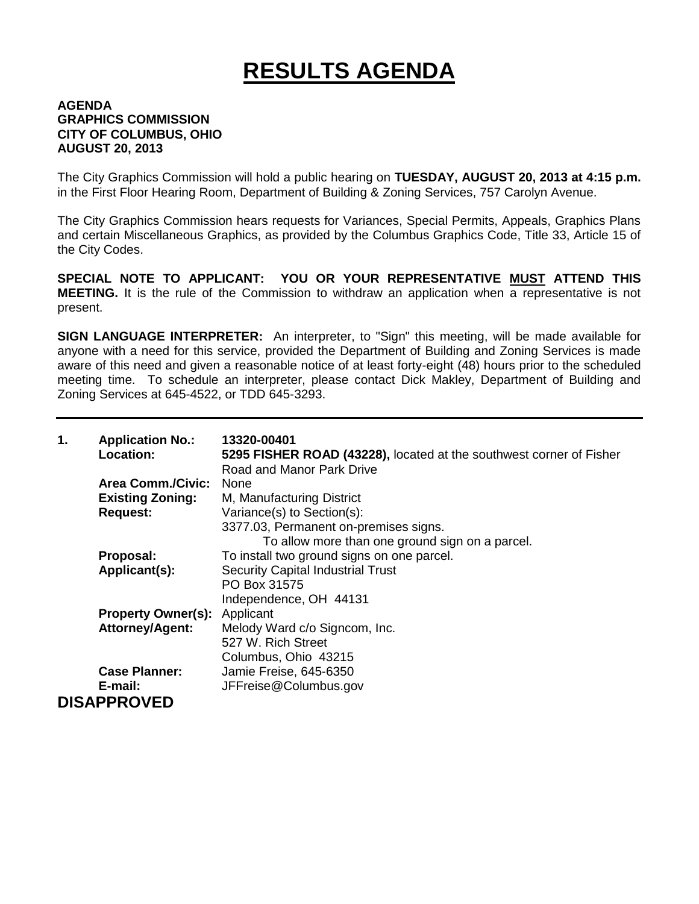# RESULTS AGENDA

**AGENDA**
**GRAPHICS COMMISSION**
**CITY OF COLUMBUS, OHIO**
**AUGUST 20, 2013**

The City Graphics Commission will hold a public hearing on **TUESDAY, AUGUST 20, 2013 at 4:15 p.m.** in the First Floor Hearing Room, Department of Building & Zoning Services, 757 Carolyn Avenue.

The City Graphics Commission hears requests for Variances, Special Permits, Appeals, Graphics Plans and certain Miscellaneous Graphics, as provided by the Columbus Graphics Code, Title 33, Article 15 of the City Codes.

**SPECIAL NOTE TO APPLICANT: YOU OR YOUR REPRESENTATIVE MUST ATTEND THIS MEETING.** It is the rule of the Commission to withdraw an application when a representative is not present.

**SIGN LANGUAGE INTERPRETER:** An interpreter, to "Sign" this meeting, will be made available for anyone with a need for this service, provided the Department of Building and Zoning Services is made aware of this need and given a reasonable notice of at least forty-eight (48) hours prior to the scheduled meeting time. To schedule an interpreter, please contact Dick Makley, Department of Building and Zoning Services at 645-4522, or TDD 645-3293.

---

**1. Application No.:** **13320-00401**

**Location:** **5295 FISHER ROAD (43228),** located at the southwest corner of Fisher Road and Manor Park Drive

**Area Comm./Civic:** None

**Existing Zoning:** M, Manufacturing District

**Request:** Variance(s) to Section(s):
3377.03, Permanent on-premises signs.
To allow more than one ground sign on a parcel.

**Proposal:** To install two ground signs on one parcel.

**Applicant(s):** Security Capital Industrial Trust
PO Box 31575
Independence, OH 44131

**Property Owner(s):** Applicant

**Attorney/Agent:** Melody Ward c/o Signcom, Inc.
527 W. Rich Street
Columbus, Ohio 43215

**Case Planner:** Jamie Freise, 645-6350

**E-mail:** JFFreise@Columbus.gov

## DISAPPROVED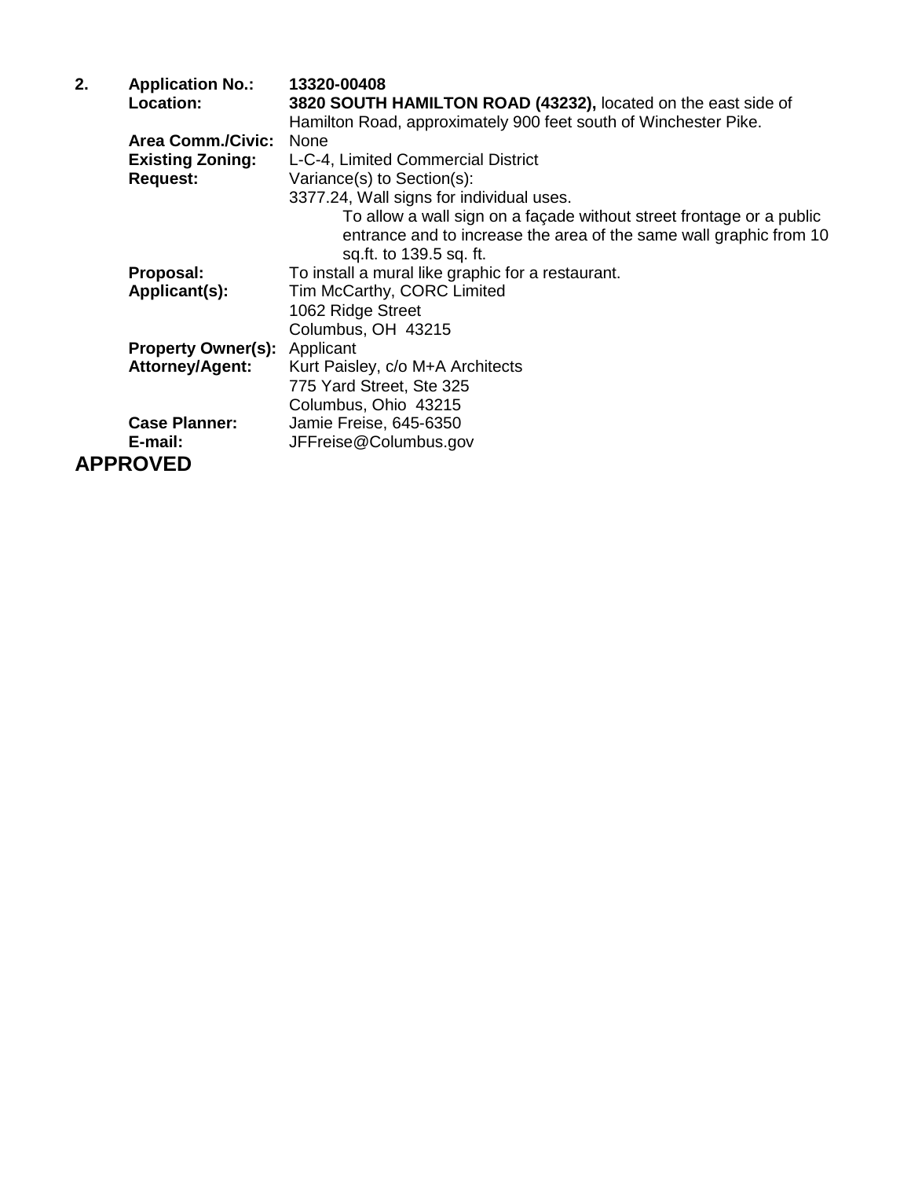2. **Application No.:** **13320-00408**

**Location:** **3820 SOUTH HAMILTON ROAD (43232),** located on the east side of Hamilton Road, approximately 900 feet south of Winchester Pike.

**Area Comm./Civic:** None

**Existing Zoning:** L-C-4, Limited Commercial District

**Request:** Variance(s) to Section(s):
3377.24, Wall signs for individual uses.
To allow a wall sign on a façade without street frontage or a public entrance and to increase the area of the same wall graphic from 10 sq.ft. to 139.5 sq. ft.

**Proposal:** To install a mural like graphic for a restaurant.

**Applicant(s):** Tim McCarthy, CORC Limited
1062 Ridge Street
Columbus, OH 43215

**Property Owner(s):** Applicant

**Attorney/Agent:** Kurt Paisley, c/o M+A Architects
775 Yard Street, Ste 325
Columbus, Ohio 43215

**Case Planner:** Jamie Freise, 645-6350

**E-mail:** JFFreise@Columbus.gov

**APPROVED**